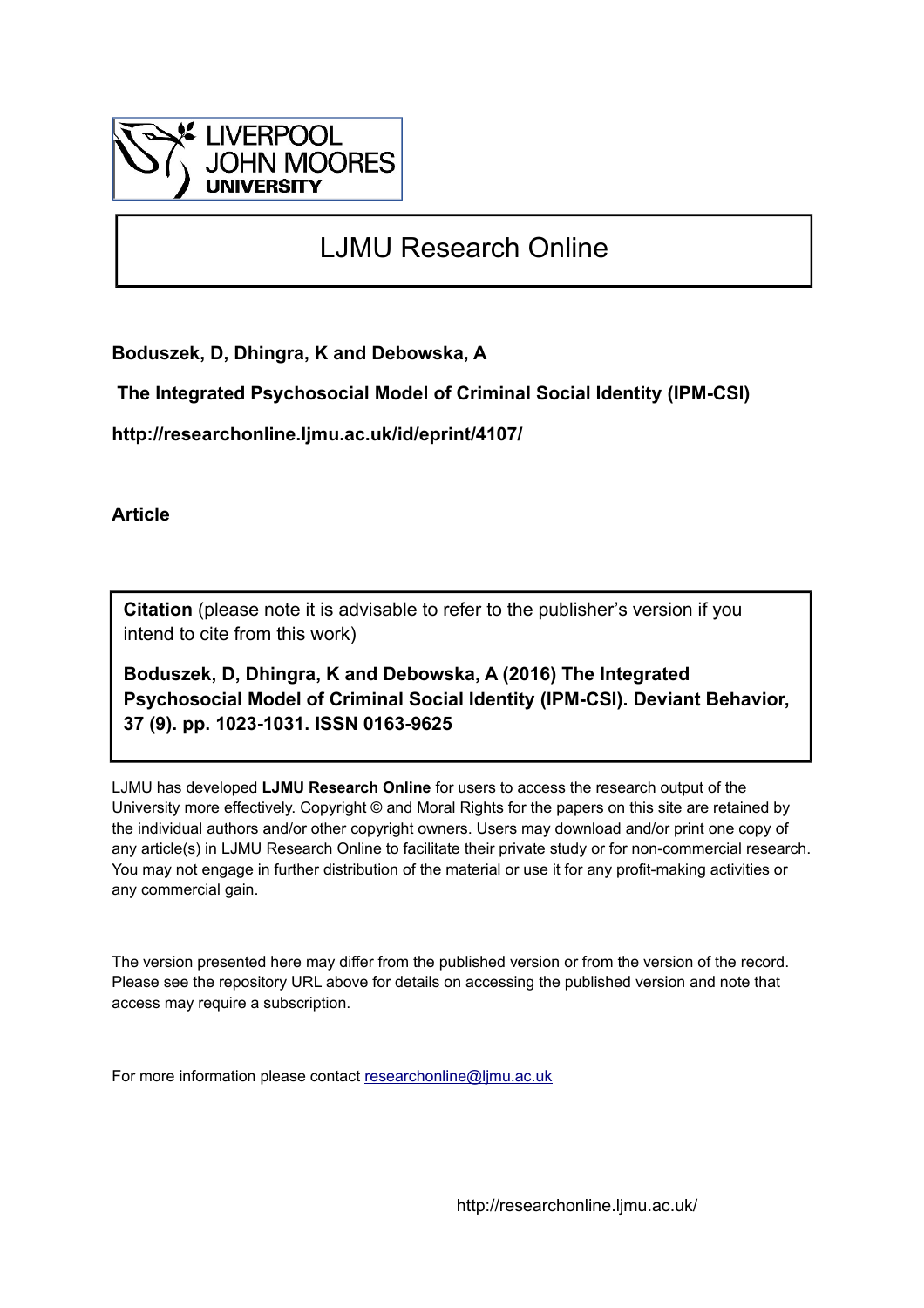LIVERPOOL JOHN MOORES UNIVERSITY

# LJMU Research Online

**Boduszek, D, Dhingra, K and Debowska, A**

**The Integrated Psychosocial Model of Criminal Social Identity (IPM-CSI)**

**http://researchonline.ljmu.ac.uk/id/eprint/4107/**

**Article**

**Citation** (please note it is advisable to refer to the publisher's version if you intend to cite from this work)

**Boduszek, D, Dhingra, K and Debowska, A (2016) The Integrated Psychosocial Model of Criminal Social Identity (IPM-CSI). Deviant Behavior, 37 (9). pp. 1023-1031. ISSN 0163-9625**

LJMU has developed **LJMU Research Online** for users to access the research output of the University more effectively. Copyright © and Moral Rights for the papers on this site are retained by the individual authors and/or other copyright owners. Users may download and/or print one copy of any article(s) in LJMU Research Online to facilitate their private study or for non-commercial research. You may not engage in further distribution of the material or use it for any profit-making activities or any commercial gain.

The version presented here may differ from the published version or from the version of the record. Please see the repository URL above for details on accessing the published version and note that access may require a subscription.

For more information please contact researchonline@ljmu.ac.uk

http://researchonline.ljmu.ac.uk/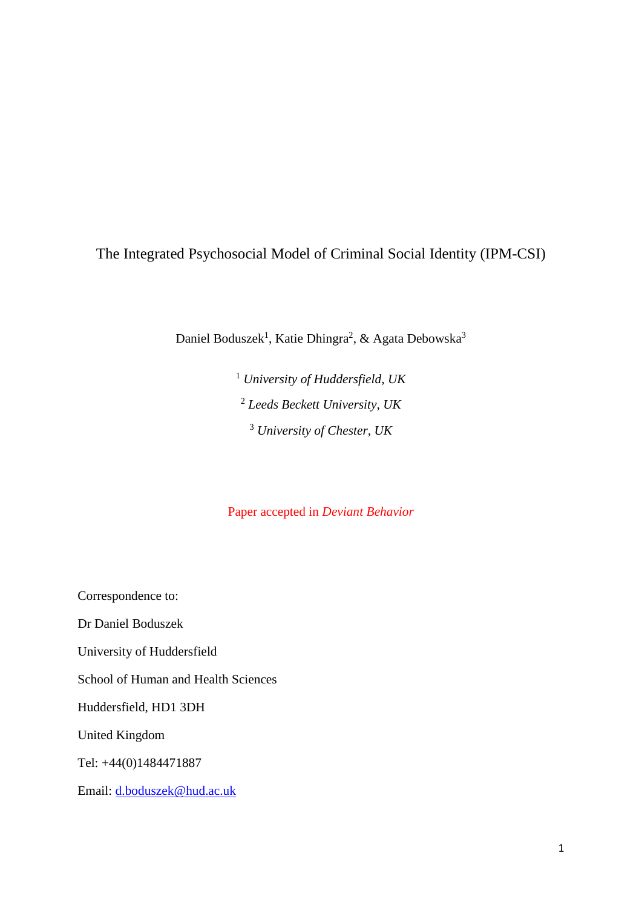# The Integrated Psychosocial Model of Criminal Social Identity (IPM-CSI)

Daniel Boduszek[1], Katie Dhingra[2], & Agata Debowska[3]

[1] *University of Huddersfield, UK*

[2] *Leeds Beckett University, UK*

[3] *University of Chester, UK*

Paper accepted in *Deviant Behavior*

Correspondence to:

Dr Daniel Boduszek

University of Huddersfield

School of Human and Health Sciences

Huddersfield, HD1 3DH

United Kingdom

Tel: +44(0)1484471887

Email: d.boduszek@hud.ac.uk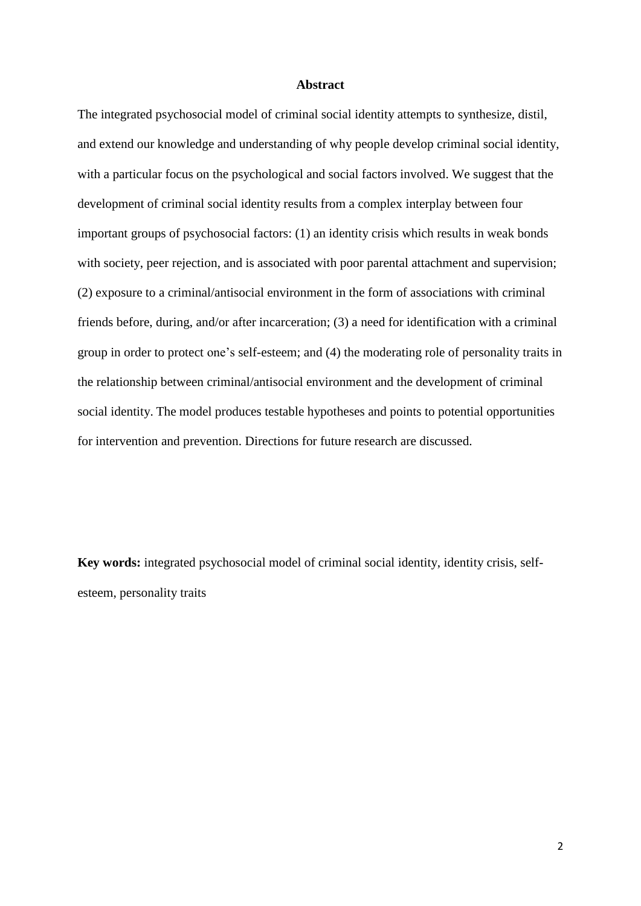## Abstract

The integrated psychosocial model of criminal social identity attempts to synthesize, distil, and extend our knowledge and understanding of why people develop criminal social identity, with a particular focus on the psychological and social factors involved. We suggest that the development of criminal social identity results from a complex interplay between four important groups of psychosocial factors: (1) an identity crisis which results in weak bonds with society, peer rejection, and is associated with poor parental attachment and supervision; (2) exposure to a criminal/antisocial environment in the form of associations with criminal friends before, during, and/or after incarceration; (3) a need for identification with a criminal group in order to protect one's self-esteem; and (4) the moderating role of personality traits in the relationship between criminal/antisocial environment and the development of criminal social identity. The model produces testable hypotheses and points to potential opportunities for intervention and prevention. Directions for future research are discussed.

**Key words:** integrated psychosocial model of criminal social identity, identity crisis, self-esteem, personality traits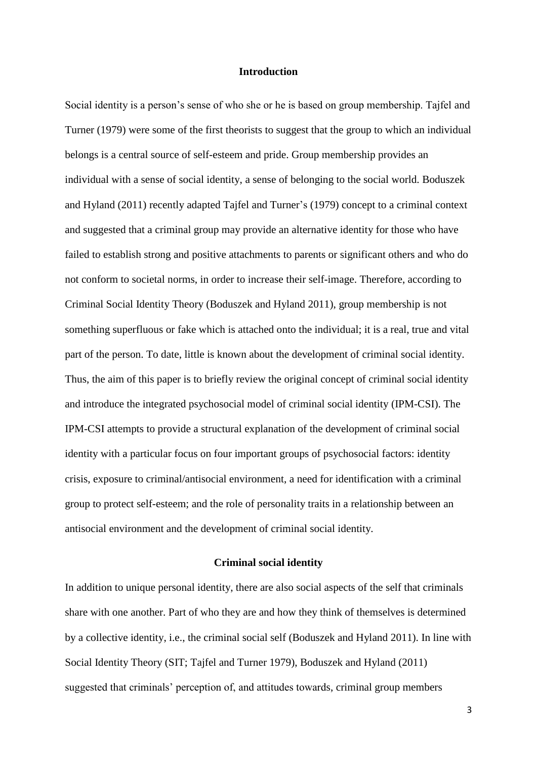## Introduction

Social identity is a person's sense of who she or he is based on group membership. Tajfel and Turner (1979) were some of the first theorists to suggest that the group to which an individual belongs is a central source of self-esteem and pride. Group membership provides an individual with a sense of social identity, a sense of belonging to the social world. Boduszek and Hyland (2011) recently adapted Tajfel and Turner's (1979) concept to a criminal context and suggested that a criminal group may provide an alternative identity for those who have failed to establish strong and positive attachments to parents or significant others and who do not conform to societal norms, in order to increase their self-image. Therefore, according to Criminal Social Identity Theory (Boduszek and Hyland 2011), group membership is not something superfluous or fake which is attached onto the individual; it is a real, true and vital part of the person. To date, little is known about the development of criminal social identity. Thus, the aim of this paper is to briefly review the original concept of criminal social identity and introduce the integrated psychosocial model of criminal social identity (IPM-CSI). The IPM-CSI attempts to provide a structural explanation of the development of criminal social identity with a particular focus on four important groups of psychosocial factors: identity crisis, exposure to criminal/antisocial environment, a need for identification with a criminal group to protect self-esteem; and the role of personality traits in a relationship between an antisocial environment and the development of criminal social identity.

## Criminal social identity

In addition to unique personal identity, there are also social aspects of the self that criminals share with one another. Part of who they are and how they think of themselves is determined by a collective identity, i.e., the criminal social self (Boduszek and Hyland 2011). In line with Social Identity Theory (SIT; Tajfel and Turner 1979), Boduszek and Hyland (2011) suggested that criminals' perception of, and attitudes towards, criminal group members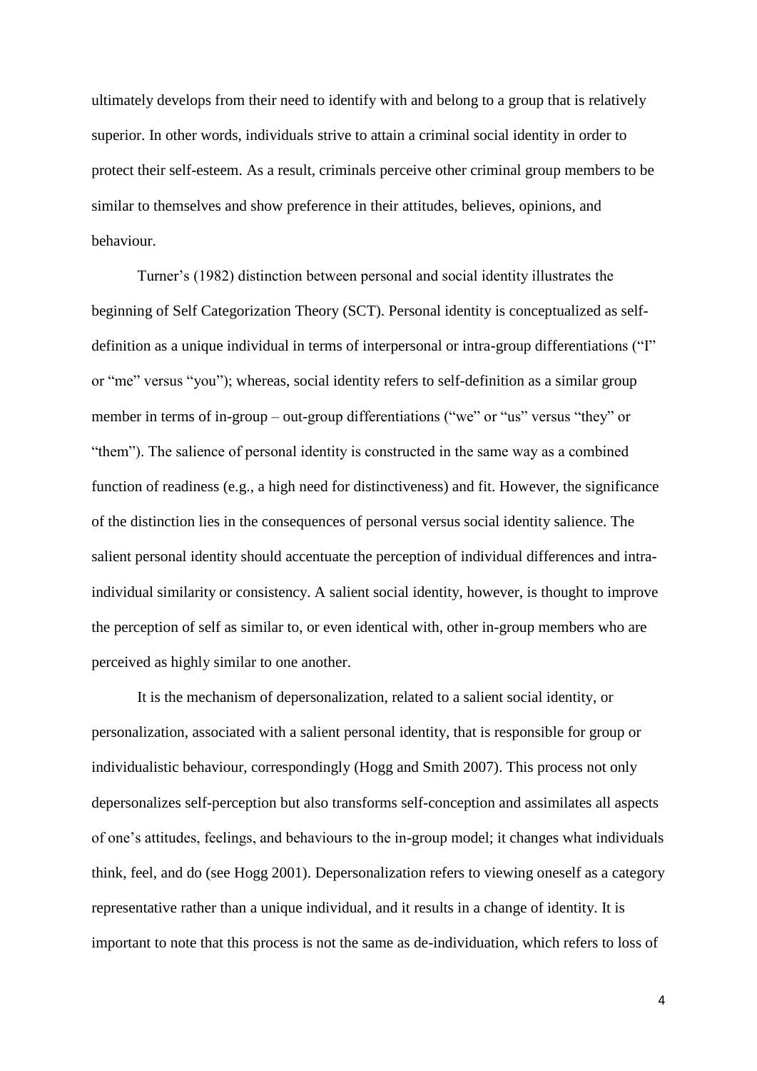ultimately develops from their need to identify with and belong to a group that is relatively superior. In other words, individuals strive to attain a criminal social identity in order to protect their self-esteem. As a result, criminals perceive other criminal group members to be similar to themselves and show preference in their attitudes, believes, opinions, and behaviour.

Turner's (1982) distinction between personal and social identity illustrates the beginning of Self Categorization Theory (SCT). Personal identity is conceptualized as self-definition as a unique individual in terms of interpersonal or intra-group differentiations ("I" or "me" versus "you"); whereas, social identity refers to self-definition as a similar group member in terms of in-group – out-group differentiations ("we" or "us" versus "they" or "them"). The salience of personal identity is constructed in the same way as a combined function of readiness (e.g., a high need for distinctiveness) and fit. However, the significance of the distinction lies in the consequences of personal versus social identity salience. The salient personal identity should accentuate the perception of individual differences and intra-individual similarity or consistency. A salient social identity, however, is thought to improve the perception of self as similar to, or even identical with, other in-group members who are perceived as highly similar to one another.

It is the mechanism of depersonalization, related to a salient social identity, or personalization, associated with a salient personal identity, that is responsible for group or individualistic behaviour, correspondingly (Hogg and Smith 2007). This process not only depersonalizes self-perception but also transforms self-conception and assimilates all aspects of one's attitudes, feelings, and behaviours to the in-group model; it changes what individuals think, feel, and do (see Hogg 2001). Depersonalization refers to viewing oneself as a category representative rather than a unique individual, and it results in a change of identity. It is important to note that this process is not the same as de-individuation, which refers to loss of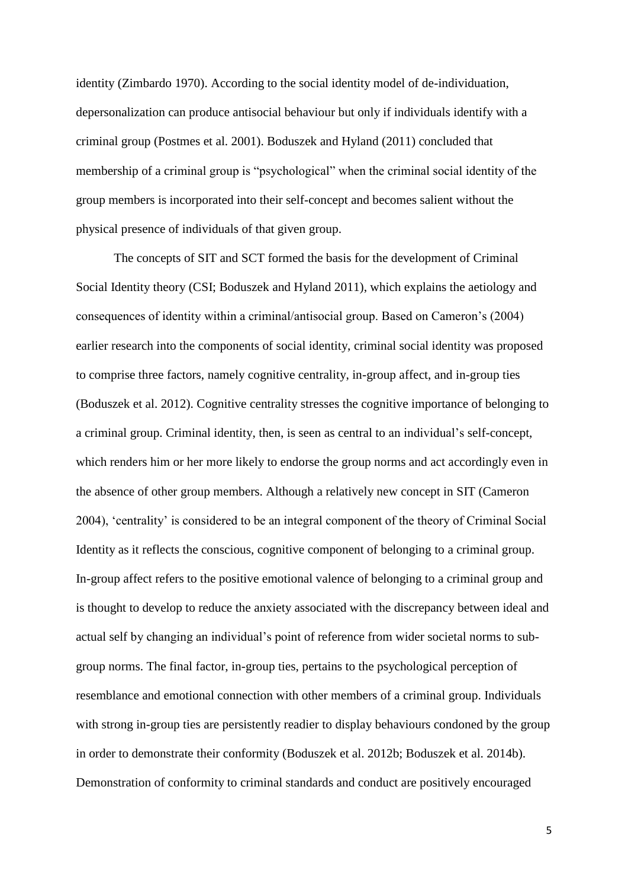identity (Zimbardo 1970). According to the social identity model of de-individuation, depersonalization can produce antisocial behaviour but only if individuals identify with a criminal group (Postmes et al. 2001). Boduszek and Hyland (2011) concluded that membership of a criminal group is "psychological" when the criminal social identity of the group members is incorporated into their self-concept and becomes salient without the physical presence of individuals of that given group.

The concepts of SIT and SCT formed the basis for the development of Criminal Social Identity theory (CSI; Boduszek and Hyland 2011), which explains the aetiology and consequences of identity within a criminal/antisocial group. Based on Cameron's (2004) earlier research into the components of social identity, criminal social identity was proposed to comprise three factors, namely cognitive centrality, in-group affect, and in-group ties (Boduszek et al. 2012). Cognitive centrality stresses the cognitive importance of belonging to a criminal group. Criminal identity, then, is seen as central to an individual's self-concept, which renders him or her more likely to endorse the group norms and act accordingly even in the absence of other group members. Although a relatively new concept in SIT (Cameron 2004), 'centrality' is considered to be an integral component of the theory of Criminal Social Identity as it reflects the conscious, cognitive component of belonging to a criminal group. In-group affect refers to the positive emotional valence of belonging to a criminal group and is thought to develop to reduce the anxiety associated with the discrepancy between ideal and actual self by changing an individual's point of reference from wider societal norms to sub-group norms. The final factor, in-group ties, pertains to the psychological perception of resemblance and emotional connection with other members of a criminal group. Individuals with strong in-group ties are persistently readier to display behaviours condoned by the group in order to demonstrate their conformity (Boduszek et al. 2012b; Boduszek et al. 2014b). Demonstration of conformity to criminal standards and conduct are positively encouraged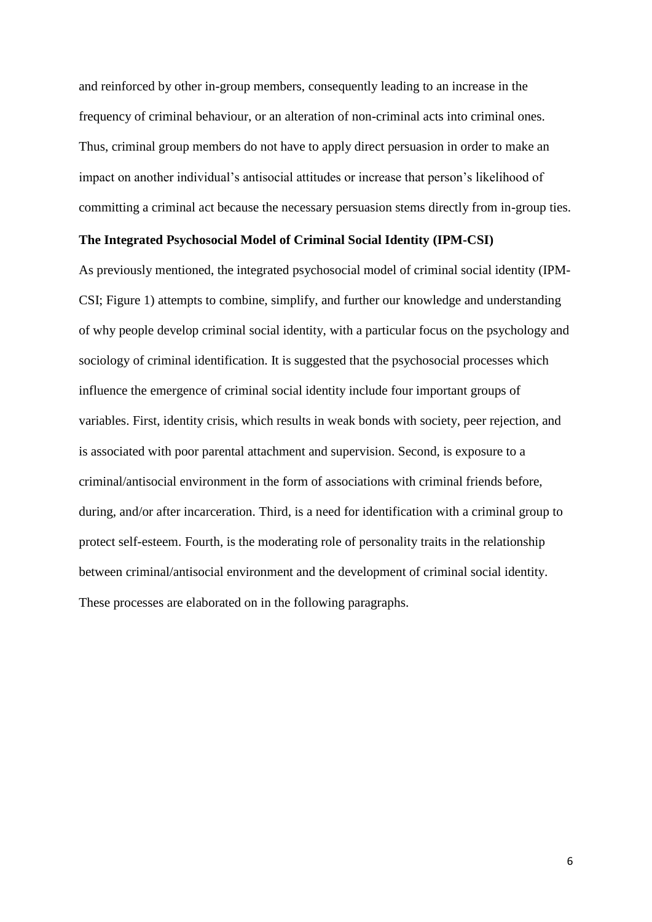and reinforced by other in-group members, consequently leading to an increase in the frequency of criminal behaviour, or an alteration of non-criminal acts into criminal ones. Thus, criminal group members do not have to apply direct persuasion in order to make an impact on another individual's antisocial attitudes or increase that person's likelihood of committing a criminal act because the necessary persuasion stems directly from in-group ties.

**The Integrated Psychosocial Model of Criminal Social Identity (IPM-CSI)**

As previously mentioned, the integrated psychosocial model of criminal social identity (IPM-CSI; Figure 1) attempts to combine, simplify, and further our knowledge and understanding of why people develop criminal social identity, with a particular focus on the psychology and sociology of criminal identification. It is suggested that the psychosocial processes which influence the emergence of criminal social identity include four important groups of variables. First, identity crisis, which results in weak bonds with society, peer rejection, and is associated with poor parental attachment and supervision. Second, is exposure to a criminal/antisocial environment in the form of associations with criminal friends before, during, and/or after incarceration. Third, is a need for identification with a criminal group to protect self-esteem. Fourth, is the moderating role of personality traits in the relationship between criminal/antisocial environment and the development of criminal social identity. These processes are elaborated on in the following paragraphs.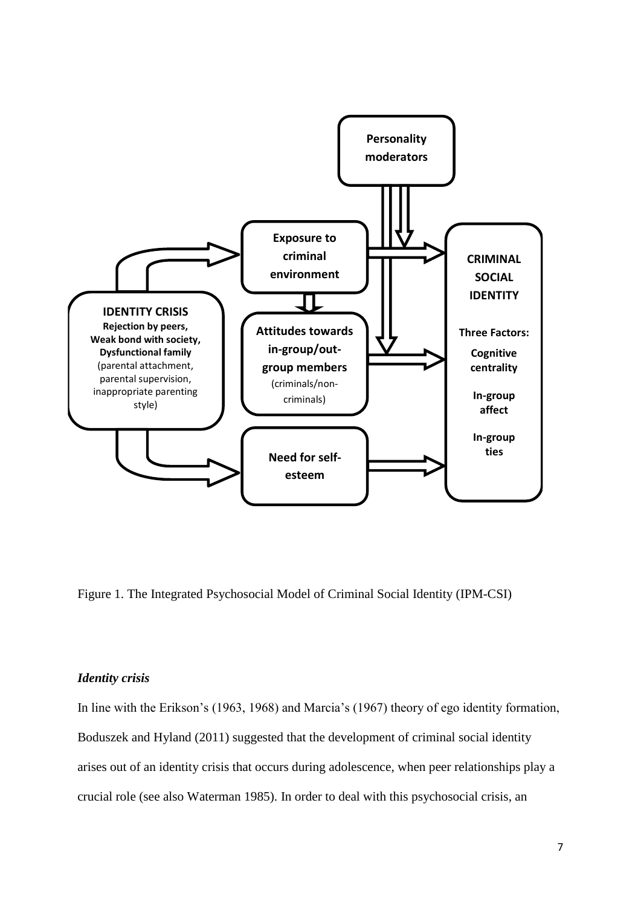**Personality moderators**

**Exposure to criminal environment**

**CRIMINAL SOCIAL IDENTITY**

**Three Factors:**

**Cognitive centrality**

**In-group affect**

**In-group ties**

**IDENTITY CRISIS**
**Rejection by peers, Weak bond with society, Dysfunctional family** (parental attachment, parental supervision, inappropriate parenting style)

**Attitudes towards in-group/out-group members** (criminals/non-criminals)

**Need for self-esteem**

Figure 1. The Integrated Psychosocial Model of Criminal Social Identity (IPM-CSI)

### *Identity crisis*

In line with the Erikson's (1963, 1968) and Marcia's (1967) theory of ego identity formation, Boduszek and Hyland (2011) suggested that the development of criminal social identity arises out of an identity crisis that occurs during adolescence, when peer relationships play a crucial role (see also Waterman 1985). In order to deal with this psychosocial crisis, an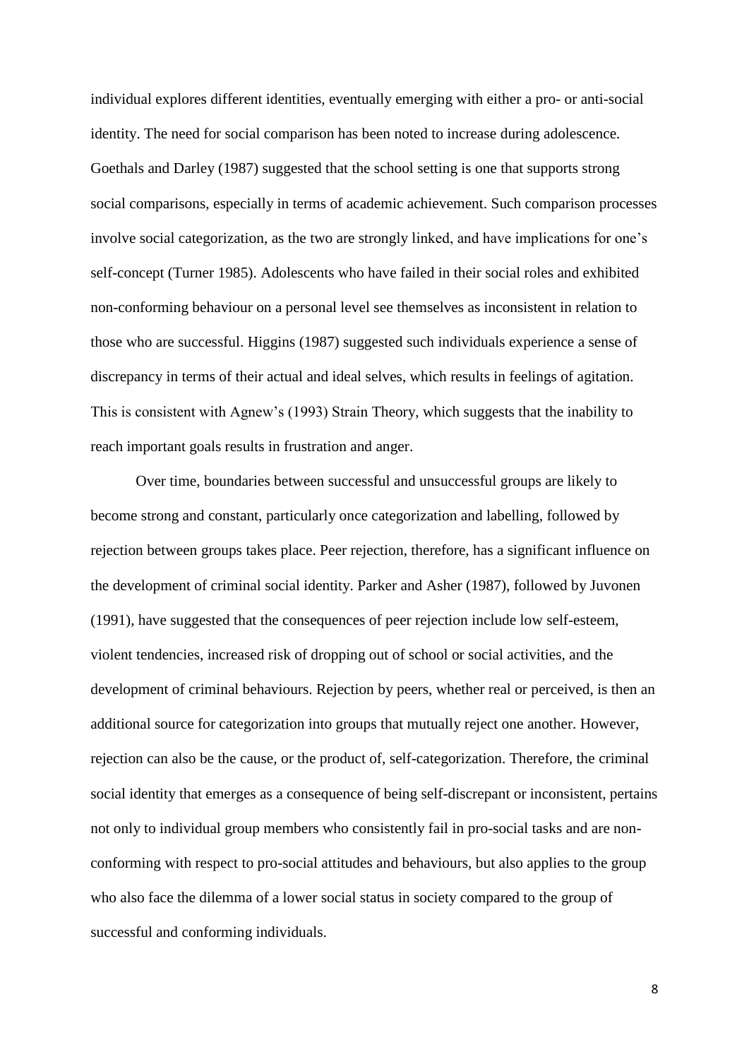individual explores different identities, eventually emerging with either a pro- or anti-social identity. The need for social comparison has been noted to increase during adolescence. Goethals and Darley (1987) suggested that the school setting is one that supports strong social comparisons, especially in terms of academic achievement. Such comparison processes involve social categorization, as the two are strongly linked, and have implications for one's self-concept (Turner 1985). Adolescents who have failed in their social roles and exhibited non-conforming behaviour on a personal level see themselves as inconsistent in relation to those who are successful. Higgins (1987) suggested such individuals experience a sense of discrepancy in terms of their actual and ideal selves, which results in feelings of agitation. This is consistent with Agnew's (1993) Strain Theory, which suggests that the inability to reach important goals results in frustration and anger.

Over time, boundaries between successful and unsuccessful groups are likely to become strong and constant, particularly once categorization and labelling, followed by rejection between groups takes place. Peer rejection, therefore, has a significant influence on the development of criminal social identity. Parker and Asher (1987), followed by Juvonen (1991), have suggested that the consequences of peer rejection include low self-esteem, violent tendencies, increased risk of dropping out of school or social activities, and the development of criminal behaviours. Rejection by peers, whether real or perceived, is then an additional source for categorization into groups that mutually reject one another. However, rejection can also be the cause, or the product of, self-categorization. Therefore, the criminal social identity that emerges as a consequence of being self-discrepant or inconsistent, pertains not only to individual group members who consistently fail in pro-social tasks and are non-conforming with respect to pro-social attitudes and behaviours, but also applies to the group who also face the dilemma of a lower social status in society compared to the group of successful and conforming individuals.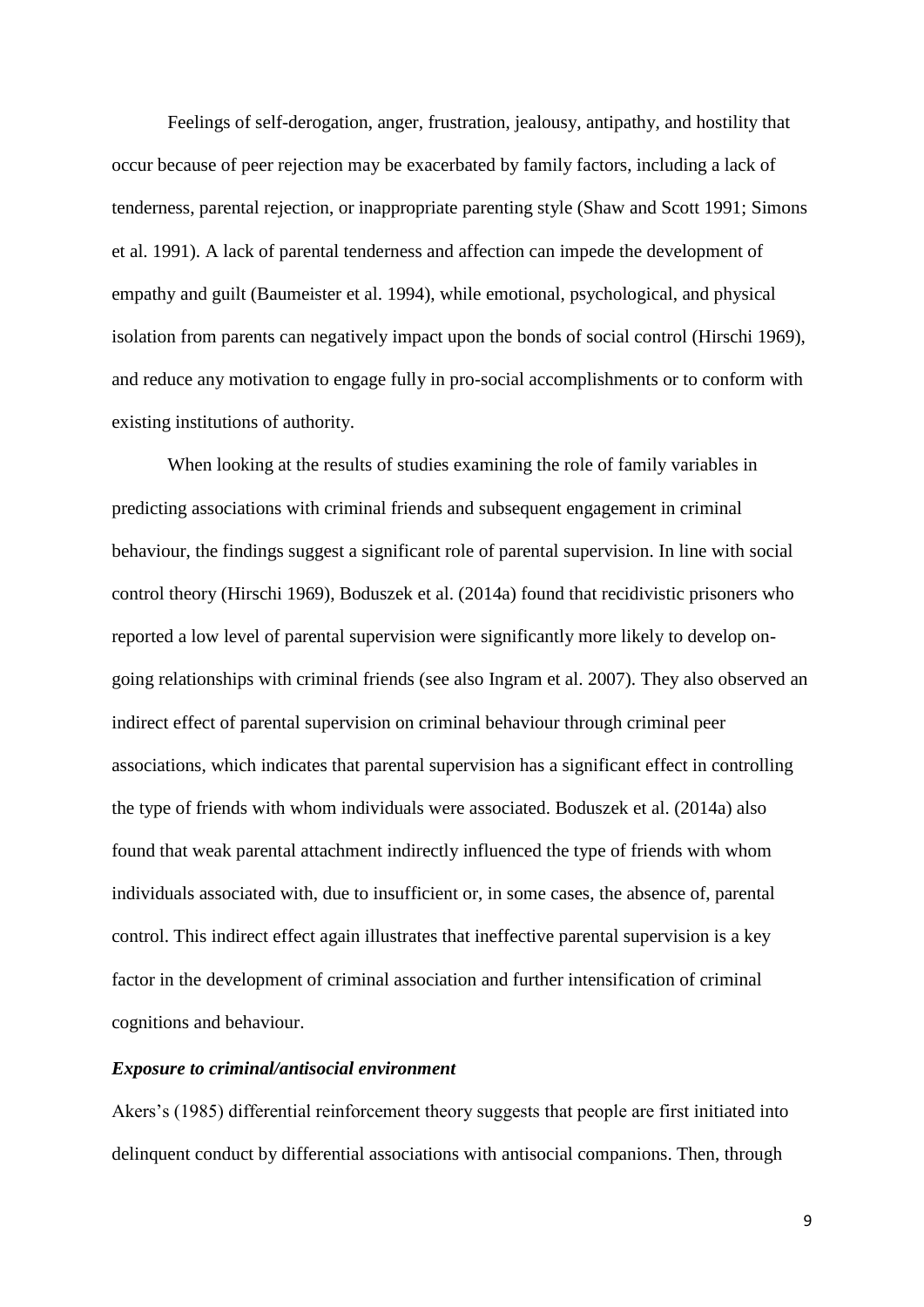Feelings of self-derogation, anger, frustration, jealousy, antipathy, and hostility that occur because of peer rejection may be exacerbated by family factors, including a lack of tenderness, parental rejection, or inappropriate parenting style (Shaw and Scott 1991; Simons et al. 1991). A lack of parental tenderness and affection can impede the development of empathy and guilt (Baumeister et al. 1994), while emotional, psychological, and physical isolation from parents can negatively impact upon the bonds of social control (Hirschi 1969), and reduce any motivation to engage fully in pro-social accomplishments or to conform with existing institutions of authority.

When looking at the results of studies examining the role of family variables in predicting associations with criminal friends and subsequent engagement in criminal behaviour, the findings suggest a significant role of parental supervision. In line with social control theory (Hirschi 1969), Boduszek et al. (2014a) found that recidivistic prisoners who reported a low level of parental supervision were significantly more likely to develop on-going relationships with criminal friends (see also Ingram et al. 2007). They also observed an indirect effect of parental supervision on criminal behaviour through criminal peer associations, which indicates that parental supervision has a significant effect in controlling the type of friends with whom individuals were associated. Boduszek et al. (2014a) also found that weak parental attachment indirectly influenced the type of friends with whom individuals associated with, due to insufficient or, in some cases, the absence of, parental control. This indirect effect again illustrates that ineffective parental supervision is a key factor in the development of criminal association and further intensification of criminal cognitions and behaviour.

***Exposure to criminal/antisocial environment***

Akers's (1985) differential reinforcement theory suggests that people are first initiated into delinquent conduct by differential associations with antisocial companions. Then, through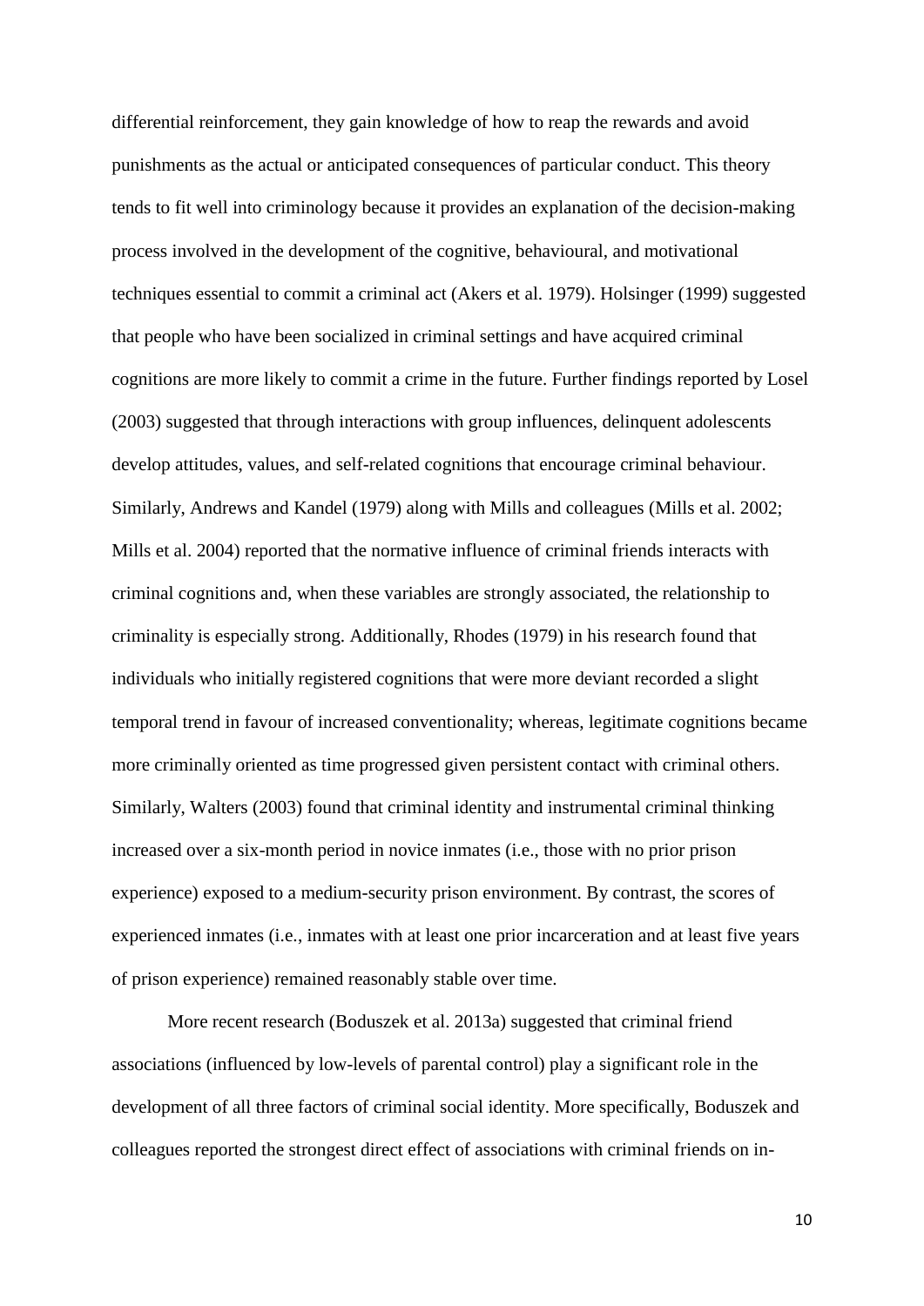differential reinforcement, they gain knowledge of how to reap the rewards and avoid punishments as the actual or anticipated consequences of particular conduct. This theory tends to fit well into criminology because it provides an explanation of the decision-making process involved in the development of the cognitive, behavioural, and motivational techniques essential to commit a criminal act (Akers et al. 1979). Holsinger (1999) suggested that people who have been socialized in criminal settings and have acquired criminal cognitions are more likely to commit a crime in the future. Further findings reported by Losel (2003) suggested that through interactions with group influences, delinquent adolescents develop attitudes, values, and self-related cognitions that encourage criminal behaviour. Similarly, Andrews and Kandel (1979) along with Mills and colleagues (Mills et al. 2002; Mills et al. 2004) reported that the normative influence of criminal friends interacts with criminal cognitions and, when these variables are strongly associated, the relationship to criminality is especially strong. Additionally, Rhodes (1979) in his research found that individuals who initially registered cognitions that were more deviant recorded a slight temporal trend in favour of increased conventionality; whereas, legitimate cognitions became more criminally oriented as time progressed given persistent contact with criminal others. Similarly, Walters (2003) found that criminal identity and instrumental criminal thinking increased over a six-month period in novice inmates (i.e., those with no prior prison experience) exposed to a medium-security prison environment. By contrast, the scores of experienced inmates (i.e., inmates with at least one prior incarceration and at least five years of prison experience) remained reasonably stable over time.

More recent research (Boduszek et al. 2013a) suggested that criminal friend associations (influenced by low-levels of parental control) play a significant role in the development of all three factors of criminal social identity. More specifically, Boduszek and colleagues reported the strongest direct effect of associations with criminal friends on in-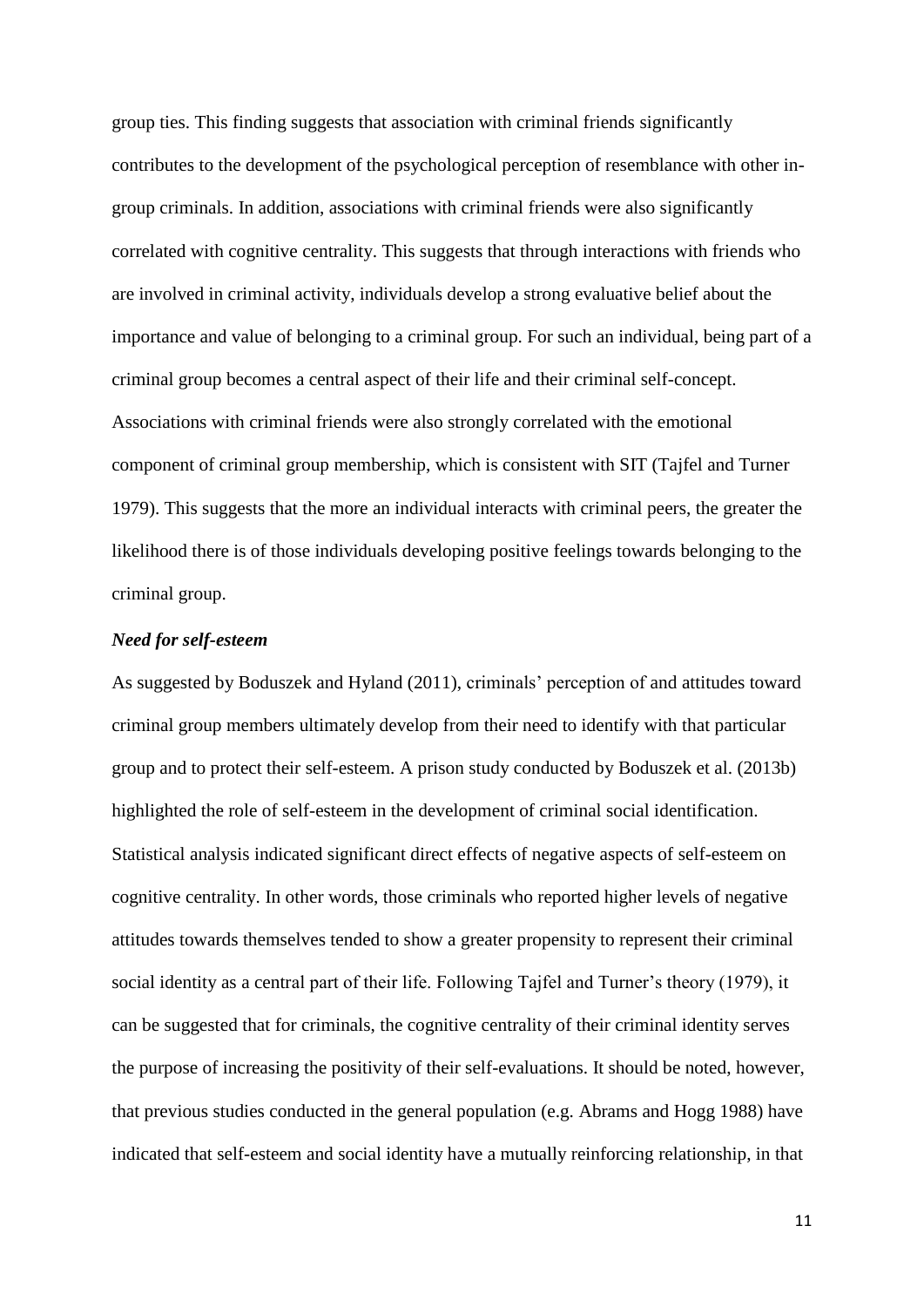group ties. This finding suggests that association with criminal friends significantly contributes to the development of the psychological perception of resemblance with other in-group criminals. In addition, associations with criminal friends were also significantly correlated with cognitive centrality. This suggests that through interactions with friends who are involved in criminal activity, individuals develop a strong evaluative belief about the importance and value of belonging to a criminal group. For such an individual, being part of a criminal group becomes a central aspect of their life and their criminal self-concept. Associations with criminal friends were also strongly correlated with the emotional component of criminal group membership, which is consistent with SIT (Tajfel and Turner 1979). This suggests that the more an individual interacts with criminal peers, the greater the likelihood there is of those individuals developing positive feelings towards belonging to the criminal group.

### *Need for self-esteem*

As suggested by Boduszek and Hyland (2011), criminals' perception of and attitudes toward criminal group members ultimately develop from their need to identify with that particular group and to protect their self-esteem. A prison study conducted by Boduszek et al. (2013b) highlighted the role of self-esteem in the development of criminal social identification. Statistical analysis indicated significant direct effects of negative aspects of self-esteem on cognitive centrality. In other words, those criminals who reported higher levels of negative attitudes towards themselves tended to show a greater propensity to represent their criminal social identity as a central part of their life. Following Tajfel and Turner's theory (1979), it can be suggested that for criminals, the cognitive centrality of their criminal identity serves the purpose of increasing the positivity of their self-evaluations. It should be noted, however, that previous studies conducted in the general population (e.g. Abrams and Hogg 1988) have indicated that self-esteem and social identity have a mutually reinforcing relationship, in that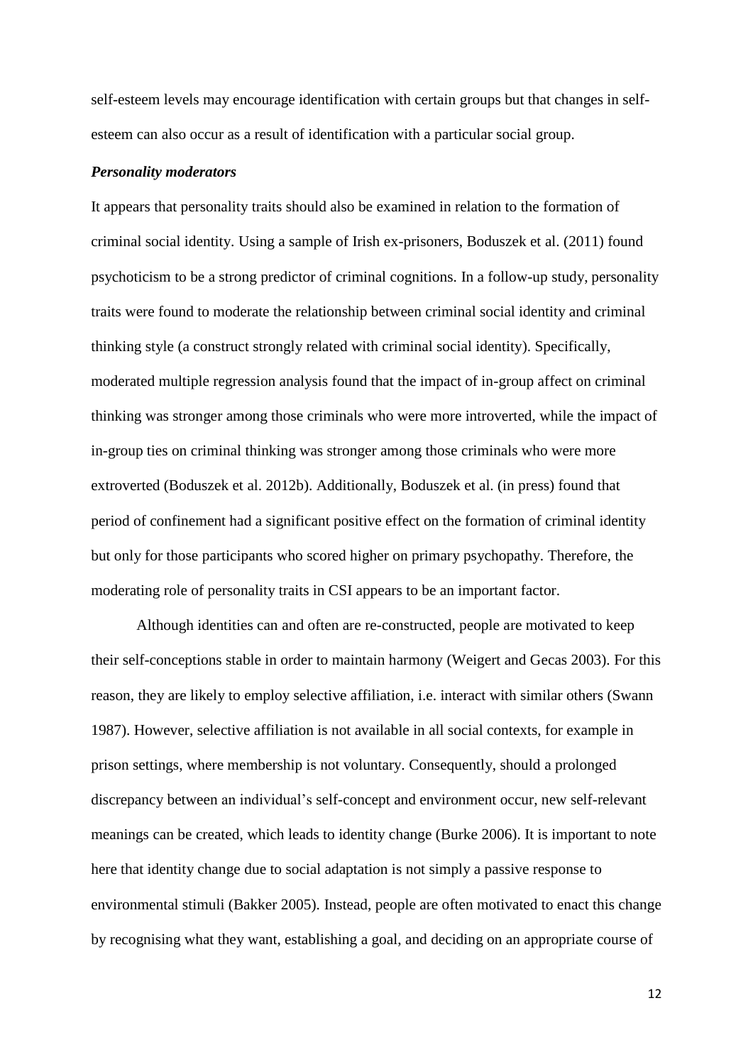self-esteem levels may encourage identification with certain groups but that changes in self-esteem can also occur as a result of identification with a particular social group.

### *Personality moderators*

It appears that personality traits should also be examined in relation to the formation of criminal social identity. Using a sample of Irish ex-prisoners, Boduszek et al. (2011) found psychoticism to be a strong predictor of criminal cognitions. In a follow-up study, personality traits were found to moderate the relationship between criminal social identity and criminal thinking style (a construct strongly related with criminal social identity). Specifically, moderated multiple regression analysis found that the impact of in-group affect on criminal thinking was stronger among those criminals who were more introverted, while the impact of in-group ties on criminal thinking was stronger among those criminals who were more extroverted (Boduszek et al. 2012b). Additionally, Boduszek et al. (in press) found that period of confinement had a significant positive effect on the formation of criminal identity but only for those participants who scored higher on primary psychopathy. Therefore, the moderating role of personality traits in CSI appears to be an important factor.

Although identities can and often are re-constructed, people are motivated to keep their self-conceptions stable in order to maintain harmony (Weigert and Gecas 2003). For this reason, they are likely to employ selective affiliation, i.e. interact with similar others (Swann 1987). However, selective affiliation is not available in all social contexts, for example in prison settings, where membership is not voluntary. Consequently, should a prolonged discrepancy between an individual's self-concept and environment occur, new self-relevant meanings can be created, which leads to identity change (Burke 2006). It is important to note here that identity change due to social adaptation is not simply a passive response to environmental stimuli (Bakker 2005). Instead, people are often motivated to enact this change by recognising what they want, establishing a goal, and deciding on an appropriate course of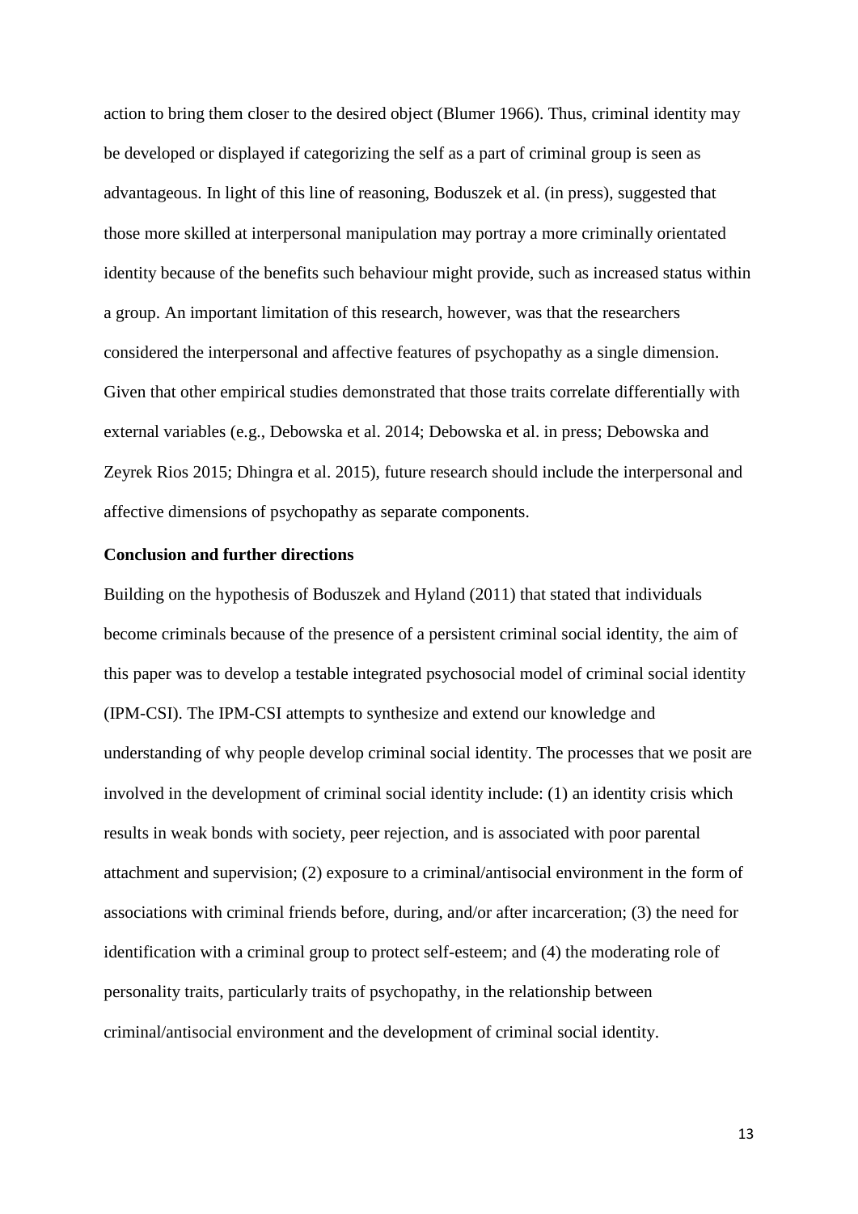action to bring them closer to the desired object (Blumer 1966). Thus, criminal identity may be developed or displayed if categorizing the self as a part of criminal group is seen as advantageous. In light of this line of reasoning, Boduszek et al. (in press), suggested that those more skilled at interpersonal manipulation may portray a more criminally orientated identity because of the benefits such behaviour might provide, such as increased status within a group. An important limitation of this research, however, was that the researchers considered the interpersonal and affective features of psychopathy as a single dimension. Given that other empirical studies demonstrated that those traits correlate differentially with external variables (e.g., Debowska et al. 2014; Debowska et al. in press; Debowska and Zeyrek Rios 2015; Dhingra et al. 2015), future research should include the interpersonal and affective dimensions of psychopathy as separate components.

**Conclusion and further directions**

Building on the hypothesis of Boduszek and Hyland (2011) that stated that individuals become criminals because of the presence of a persistent criminal social identity, the aim of this paper was to develop a testable integrated psychosocial model of criminal social identity (IPM-CSI). The IPM-CSI attempts to synthesize and extend our knowledge and understanding of why people develop criminal social identity. The processes that we posit are involved in the development of criminal social identity include: (1) an identity crisis which results in weak bonds with society, peer rejection, and is associated with poor parental attachment and supervision; (2) exposure to a criminal/antisocial environment in the form of associations with criminal friends before, during, and/or after incarceration; (3) the need for identification with a criminal group to protect self-esteem; and (4) the moderating role of personality traits, particularly traits of psychopathy, in the relationship between criminal/antisocial environment and the development of criminal social identity.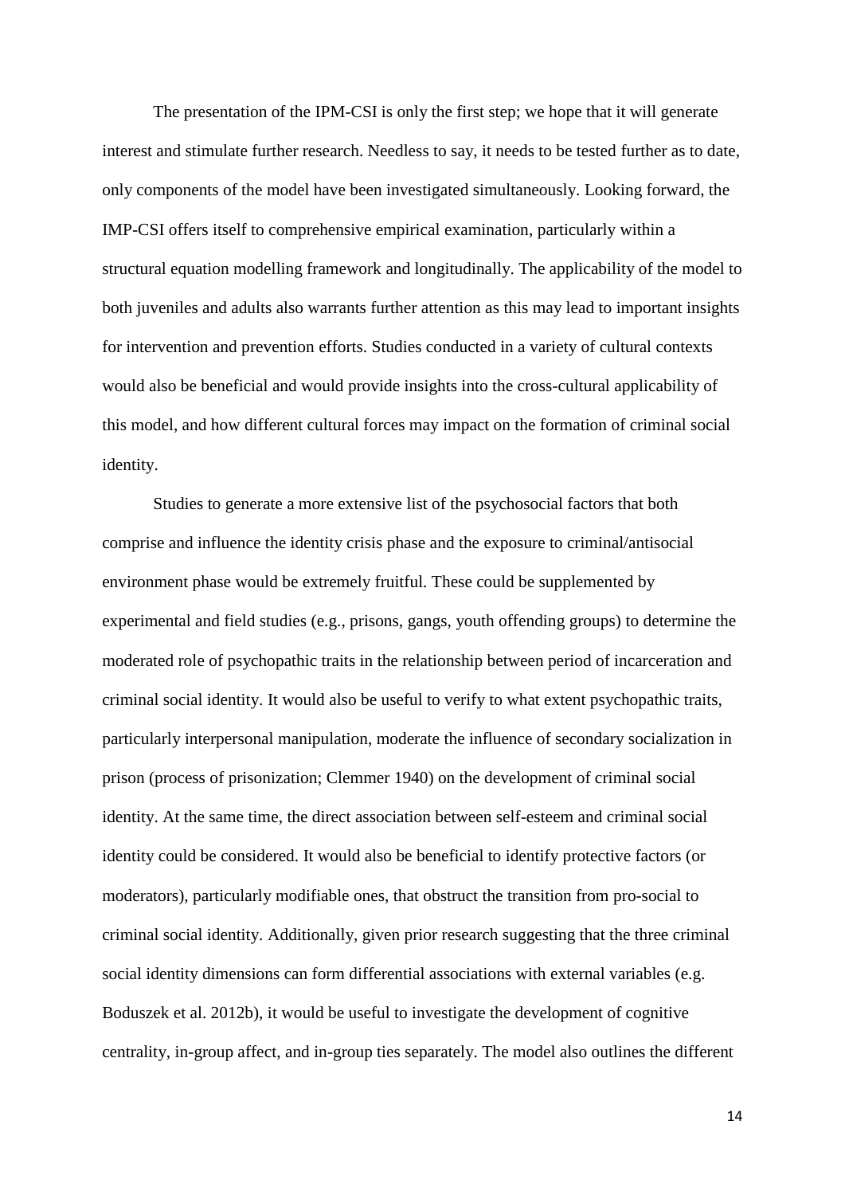The presentation of the IPM-CSI is only the first step; we hope that it will generate interest and stimulate further research. Needless to say, it needs to be tested further as to date, only components of the model have been investigated simultaneously. Looking forward, the IMP-CSI offers itself to comprehensive empirical examination, particularly within a structural equation modelling framework and longitudinally. The applicability of the model to both juveniles and adults also warrants further attention as this may lead to important insights for intervention and prevention efforts. Studies conducted in a variety of cultural contexts would also be beneficial and would provide insights into the cross-cultural applicability of this model, and how different cultural forces may impact on the formation of criminal social identity.

Studies to generate a more extensive list of the psychosocial factors that both comprise and influence the identity crisis phase and the exposure to criminal/antisocial environment phase would be extremely fruitful. These could be supplemented by experimental and field studies (e.g., prisons, gangs, youth offending groups) to determine the moderated role of psychopathic traits in the relationship between period of incarceration and criminal social identity. It would also be useful to verify to what extent psychopathic traits, particularly interpersonal manipulation, moderate the influence of secondary socialization in prison (process of prisonization; Clemmer 1940) on the development of criminal social identity. At the same time, the direct association between self-esteem and criminal social identity could be considered. It would also be beneficial to identify protective factors (or moderators), particularly modifiable ones, that obstruct the transition from pro-social to criminal social identity. Additionally, given prior research suggesting that the three criminal social identity dimensions can form differential associations with external variables (e.g. Boduszek et al. 2012b), it would be useful to investigate the development of cognitive centrality, in-group affect, and in-group ties separately. The model also outlines the different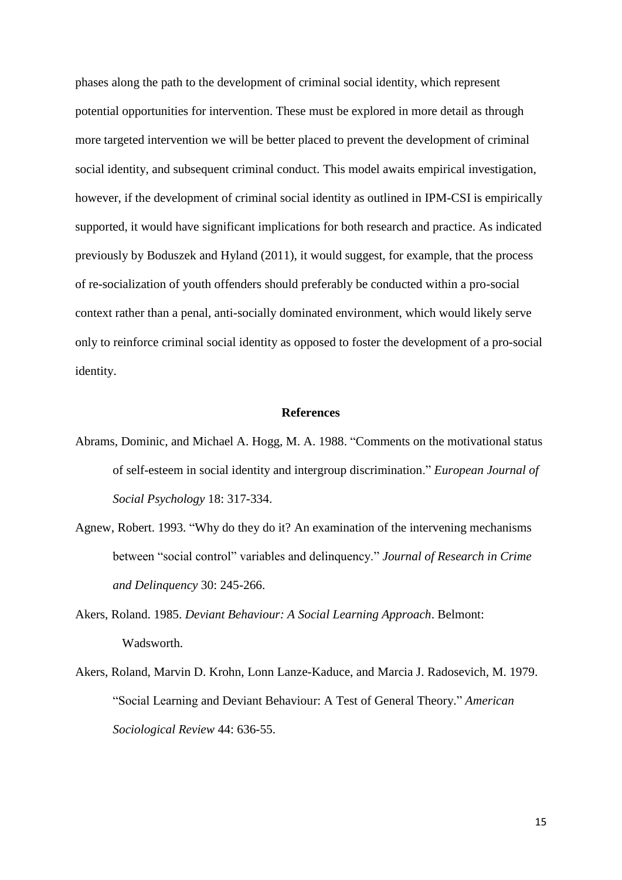phases along the path to the development of criminal social identity, which represent potential opportunities for intervention. These must be explored in more detail as through more targeted intervention we will be better placed to prevent the development of criminal social identity, and subsequent criminal conduct. This model awaits empirical investigation, however, if the development of criminal social identity as outlined in IPM-CSI is empirically supported, it would have significant implications for both research and practice. As indicated previously by Boduszek and Hyland (2011), it would suggest, for example, that the process of re-socialization of youth offenders should preferably be conducted within a pro-social context rather than a penal, anti-socially dominated environment, which would likely serve only to reinforce criminal social identity as opposed to foster the development of a pro-social identity.

## References

Abrams, Dominic, and Michael A. Hogg, M. A. 1988. "Comments on the motivational status of self-esteem in social identity and intergroup discrimination." *European Journal of Social Psychology* 18: 317-334.

Agnew, Robert. 1993. "Why do they do it? An examination of the intervening mechanisms between "social control" variables and delinquency." *Journal of Research in Crime and Delinquency* 30: 245-266.

Akers, Roland. 1985. *Deviant Behaviour: A Social Learning Approach*. Belmont: Wadsworth.

Akers, Roland, Marvin D. Krohn, Lonn Lanze-Kaduce, and Marcia J. Radosevich, M. 1979. "Social Learning and Deviant Behaviour: A Test of General Theory." *American Sociological Review* 44: 636-55.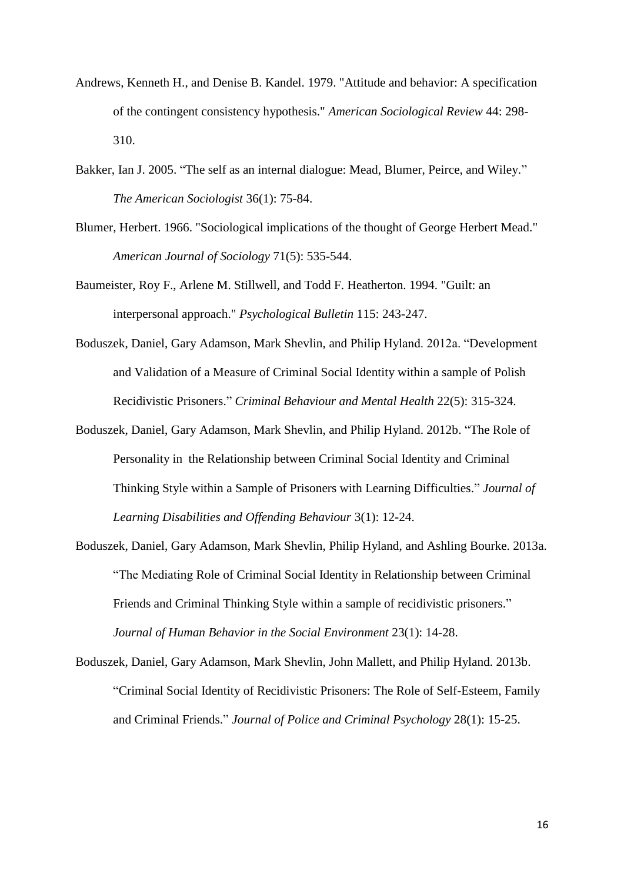Andrews, Kenneth H., and Denise B. Kandel. 1979. "Attitude and behavior: A specification of the contingent consistency hypothesis." *American Sociological Review* 44: 298-310.

Bakker, Ian J. 2005. "The self as an internal dialogue: Mead, Blumer, Peirce, and Wiley." *The American Sociologist* 36(1): 75-84.

Blumer, Herbert. 1966. "Sociological implications of the thought of George Herbert Mead." *American Journal of Sociology* 71(5): 535-544.

Baumeister, Roy F., Arlene M. Stillwell, and Todd F. Heatherton. 1994. "Guilt: an interpersonal approach." *Psychological Bulletin* 115: 243-247.

Boduszek, Daniel, Gary Adamson, Mark Shevlin, and Philip Hyland. 2012a. "Development and Validation of a Measure of Criminal Social Identity within a sample of Polish Recidivistic Prisoners." *Criminal Behaviour and Mental Health* 22(5): 315-324.

Boduszek, Daniel, Gary Adamson, Mark Shevlin, and Philip Hyland. 2012b. "The Role of Personality in the Relationship between Criminal Social Identity and Criminal Thinking Style within a Sample of Prisoners with Learning Difficulties." *Journal of Learning Disabilities and Offending Behaviour* 3(1): 12-24.

Boduszek, Daniel, Gary Adamson, Mark Shevlin, Philip Hyland, and Ashling Bourke. 2013a. "The Mediating Role of Criminal Social Identity in Relationship between Criminal Friends and Criminal Thinking Style within a sample of recidivistic prisoners." *Journal of Human Behavior in the Social Environment* 23(1): 14-28.

Boduszek, Daniel, Gary Adamson, Mark Shevlin, John Mallett, and Philip Hyland. 2013b. "Criminal Social Identity of Recidivistic Prisoners: The Role of Self-Esteem, Family and Criminal Friends." *Journal of Police and Criminal Psychology* 28(1): 15-25.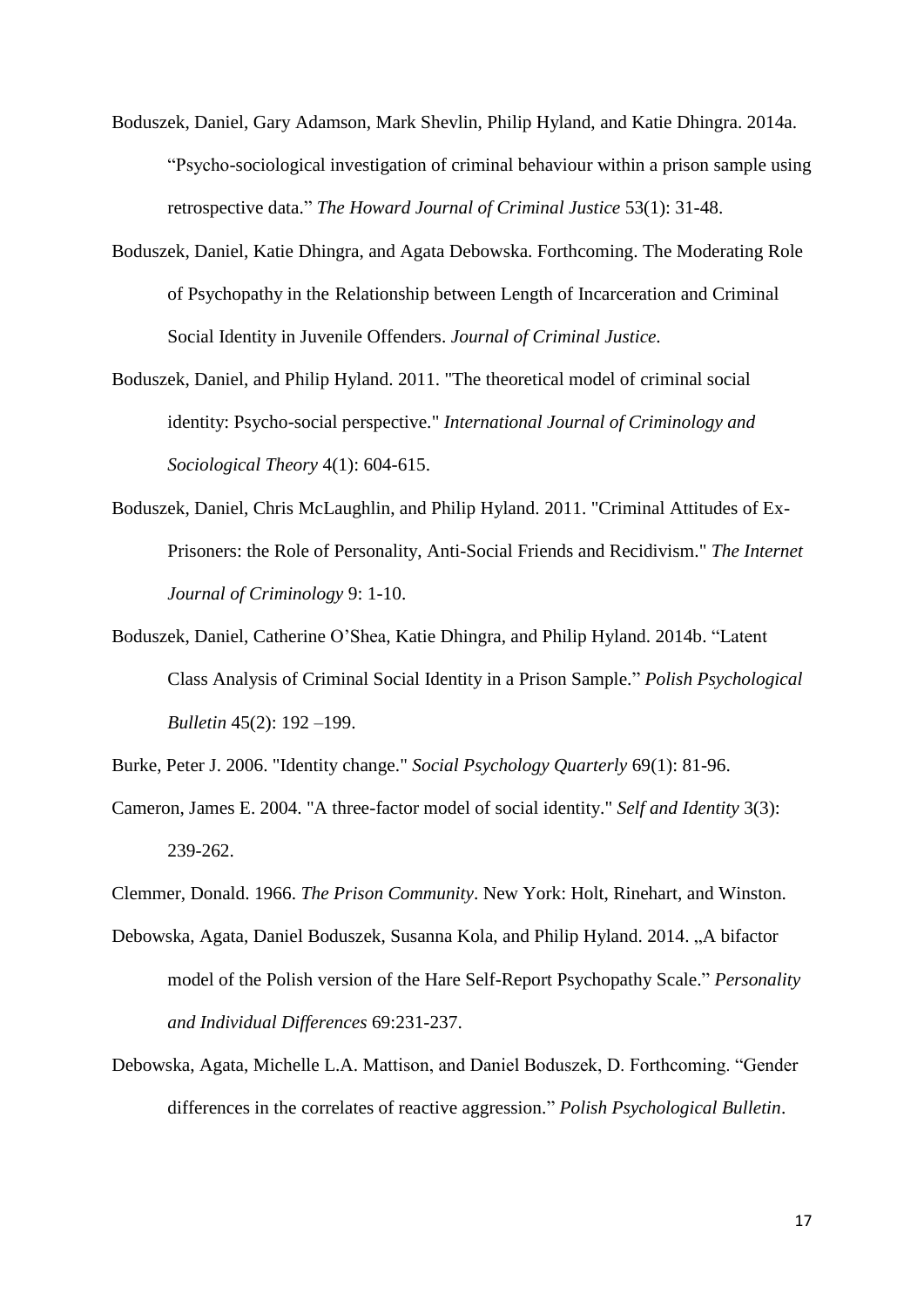Boduszek, Daniel, Gary Adamson, Mark Shevlin, Philip Hyland, and Katie Dhingra. 2014a. "Psycho-sociological investigation of criminal behaviour within a prison sample using retrospective data." *The Howard Journal of Criminal Justice* 53(1): 31-48.

Boduszek, Daniel, Katie Dhingra, and Agata Debowska. Forthcoming. The Moderating Role of Psychopathy in the Relationship between Length of Incarceration and Criminal Social Identity in Juvenile Offenders. *Journal of Criminal Justice*.

Boduszek, Daniel, and Philip Hyland. 2011. "The theoretical model of criminal social identity: Psycho-social perspective." *International Journal of Criminology and Sociological Theory* 4(1): 604-615.

Boduszek, Daniel, Chris McLaughlin, and Philip Hyland. 2011. "Criminal Attitudes of Ex-Prisoners: the Role of Personality, Anti-Social Friends and Recidivism." *The Internet Journal of Criminology* 9: 1-10.

Boduszek, Daniel, Catherine O'Shea, Katie Dhingra, and Philip Hyland. 2014b. "Latent Class Analysis of Criminal Social Identity in a Prison Sample." *Polish Psychological Bulletin* 45(2): 192 –199.

Burke, Peter J. 2006. "Identity change." *Social Psychology Quarterly* 69(1): 81-96.

Cameron, James E. 2004. "A three-factor model of social identity." *Self and Identity* 3(3): 239-262.

Clemmer, Donald. 1966. *The Prison Community*. New York: Holt, Rinehart, and Winston.

Debowska, Agata, Daniel Boduszek, Susanna Kola, and Philip Hyland. 2014. „A bifactor model of the Polish version of the Hare Self-Report Psychopathy Scale." *Personality and Individual Differences* 69:231-237.

Debowska, Agata, Michelle L.A. Mattison, and Daniel Boduszek, D. Forthcoming. "Gender differences in the correlates of reactive aggression." *Polish Psychological Bulletin*.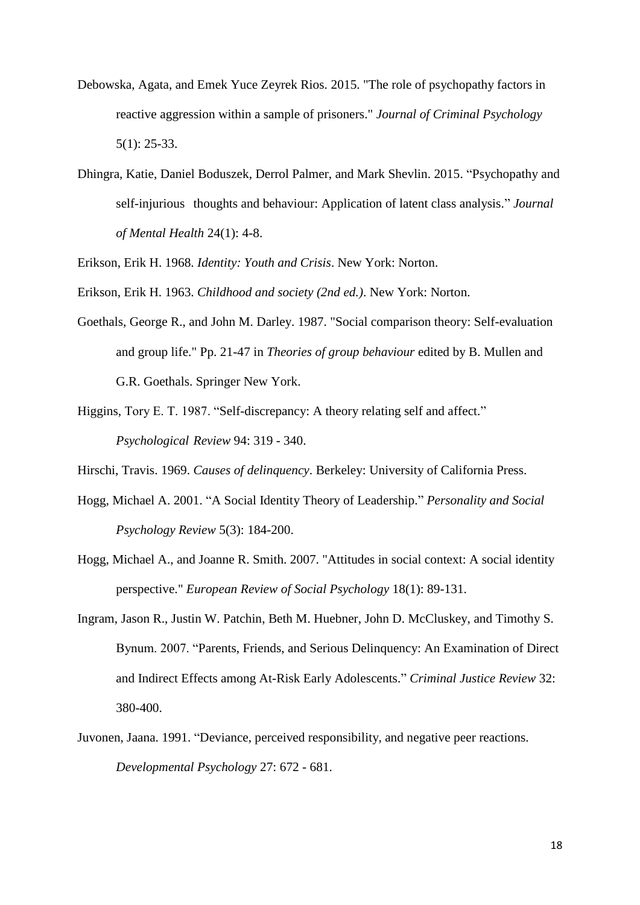Debowska, Agata, and Emek Yuce Zeyrek Rios. 2015. "The role of psychopathy factors in reactive aggression within a sample of prisoners." *Journal of Criminal Psychology* 5(1): 25-33.

Dhingra, Katie, Daniel Boduszek, Derrol Palmer, and Mark Shevlin. 2015. "Psychopathy and self-injurious thoughts and behaviour: Application of latent class analysis." *Journal of Mental Health* 24(1): 4-8.

Erikson, Erik H. 1968. *Identity: Youth and Crisis*. New York: Norton.

Erikson, Erik H. 1963. *Childhood and society (2nd ed.)*. New York: Norton.

Goethals, George R., and John M. Darley. 1987. "Social comparison theory: Self-evaluation and group life." Pp. 21-47 in *Theories of group behaviour* edited by B. Mullen and G.R. Goethals. Springer New York.

Higgins, Tory E. T. 1987. "Self-discrepancy: A theory relating self and affect." *Psychological Review* 94: 319 - 340.

Hirschi, Travis. 1969. *Causes of delinquency*. Berkeley: University of California Press.

Hogg, Michael A. 2001. "A Social Identity Theory of Leadership." *Personality and Social Psychology Review* 5(3): 184-200.

Hogg, Michael A., and Joanne R. Smith. 2007. "Attitudes in social context: A social identity perspective." *European Review of Social Psychology* 18(1): 89-131.

Ingram, Jason R., Justin W. Patchin, Beth M. Huebner, John D. McCluskey, and Timothy S. Bynum. 2007. "Parents, Friends, and Serious Delinquency: An Examination of Direct and Indirect Effects among At-Risk Early Adolescents." *Criminal Justice Review* 32: 380-400.

Juvonen, Jaana. 1991. "Deviance, perceived responsibility, and negative peer reactions. *Developmental Psychology* 27: 672 - 681.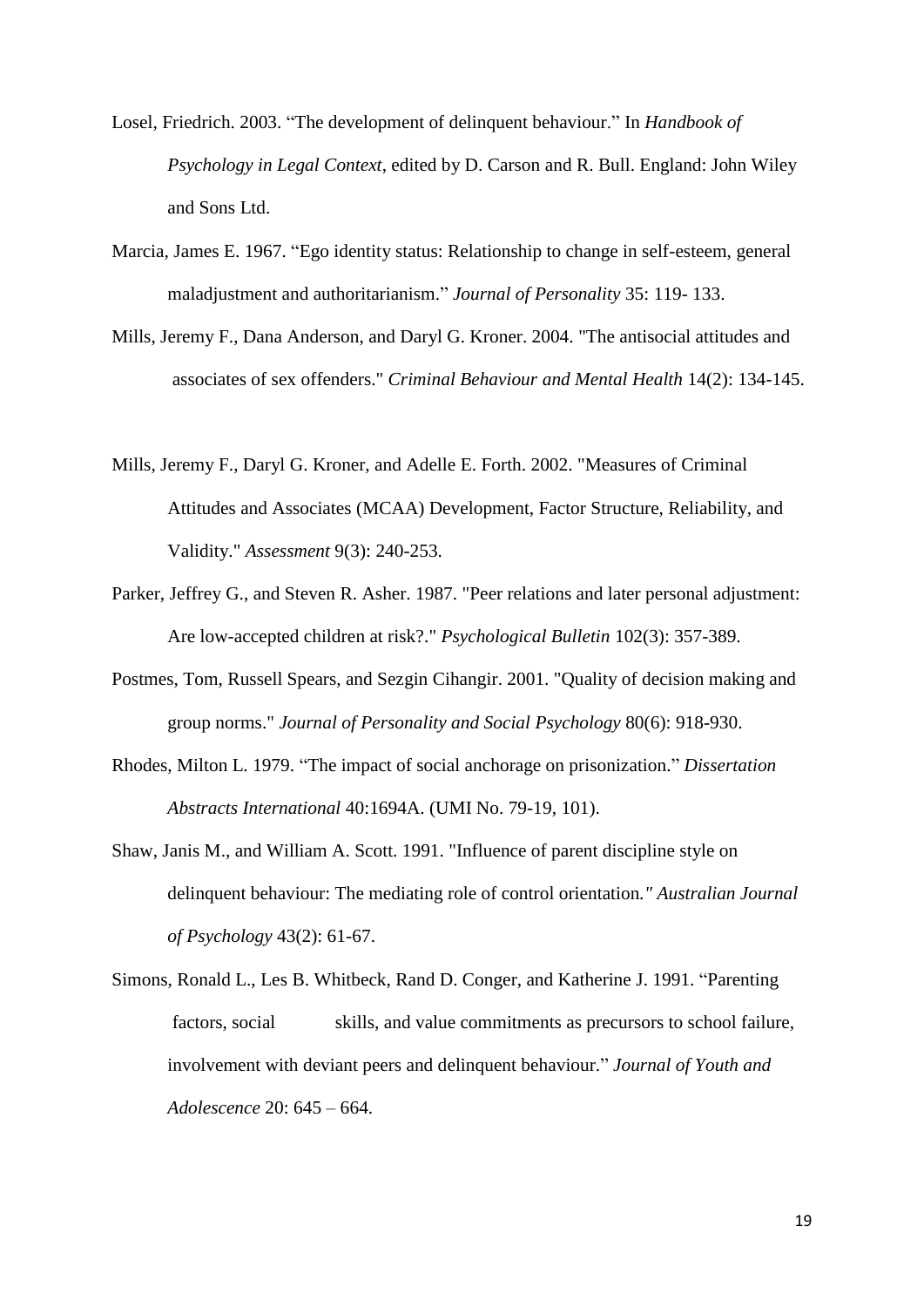Losel, Friedrich. 2003. “The development of delinquent behaviour.” In *Handbook of Psychology in Legal Context*, edited by D. Carson and R. Bull. England: John Wiley and Sons Ltd.

Marcia, James E. 1967. “Ego identity status: Relationship to change in self-esteem, general maladjustment and authoritarianism.” *Journal of Personality* 35: 119- 133.

Mills, Jeremy F., Dana Anderson, and Daryl G. Kroner. 2004. "The antisocial attitudes and associates of sex offenders." *Criminal Behaviour and Mental Health* 14(2): 134-145.

Mills, Jeremy F., Daryl G. Kroner, and Adelle E. Forth. 2002. "Measures of Criminal Attitudes and Associates (MCAA) Development, Factor Structure, Reliability, and Validity." *Assessment* 9(3): 240-253.

Parker, Jeffrey G., and Steven R. Asher. 1987. "Peer relations and later personal adjustment: Are low-accepted children at risk?." *Psychological Bulletin* 102(3): 357-389.

Postmes, Tom, Russell Spears, and Sezgin Cihangir. 2001. "Quality of decision making and group norms." *Journal of Personality and Social Psychology* 80(6): 918-930.

Rhodes, Milton L. 1979. “The impact of social anchorage on prisonization.” *Dissertation Abstracts International* 40:1694A. (UMI No. 79-19, 101).

Shaw, Janis M., and William A. Scott. 1991. "Influence of parent discipline style on delinquent behaviour: The mediating role of control orientation." *Australian Journal of Psychology* 43(2): 61-67.

Simons, Ronald L., Les B. Whitbeck, Rand D. Conger, and Katherine J. 1991. “Parenting factors, social skills, and value commitments as precursors to school failure, involvement with deviant peers and delinquent behaviour.” *Journal of Youth and Adolescence* 20: 645 – 664.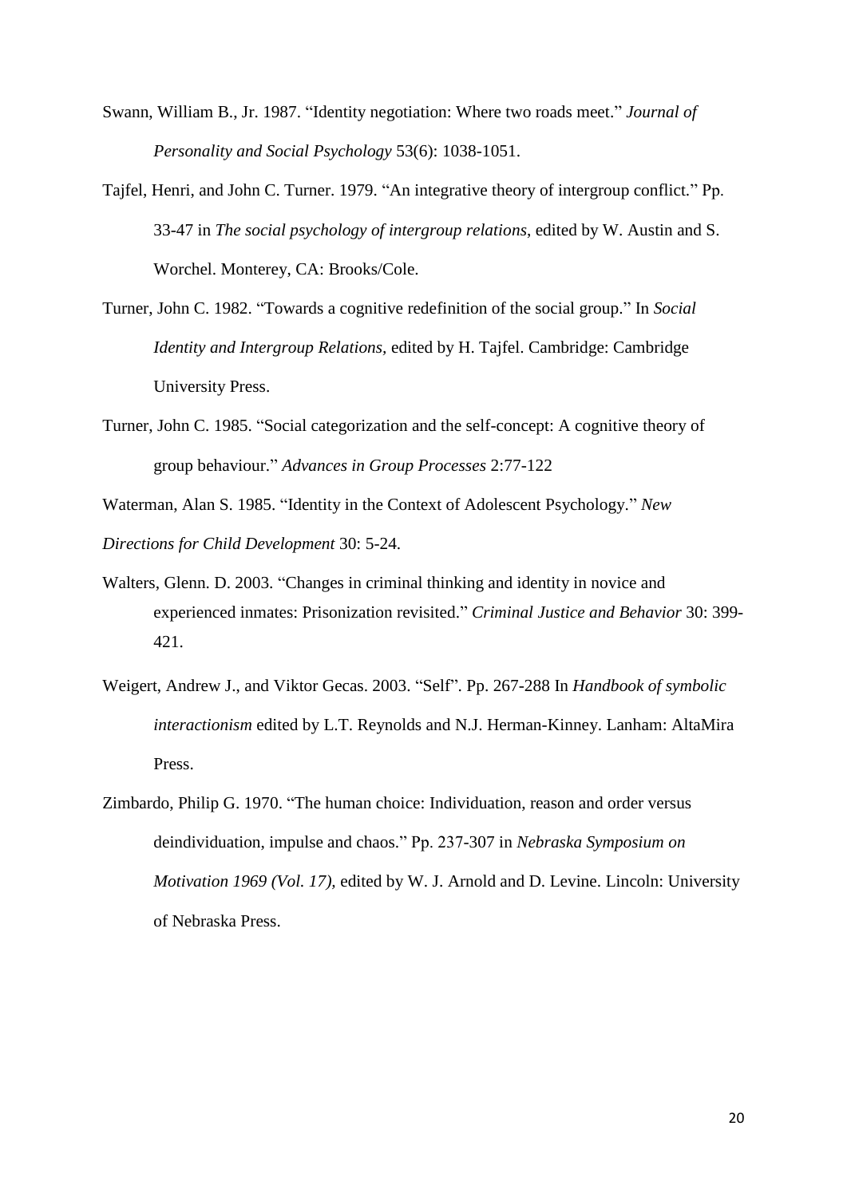Swann, William B., Jr. 1987. “Identity negotiation: Where two roads meet.” *Journal of Personality and Social Psychology* 53(6): 1038-1051.

Tajfel, Henri, and John C. Turner. 1979. “An integrative theory of intergroup conflict.” Pp. 33-47 in *The social psychology of intergroup relations*, edited by W. Austin and S. Worchel. Monterey, CA: Brooks/Cole.

Turner, John C. 1982. “Towards a cognitive redefinition of the social group.” In *Social Identity and Intergroup Relations*, edited by H. Tajfel. Cambridge: Cambridge University Press.

Turner, John C. 1985. “Social categorization and the self-concept: A cognitive theory of group behaviour.” *Advances in Group Processes* 2:77-122

Waterman, Alan S. 1985. “Identity in the Context of Adolescent Psychology.” *New Directions for Child Development* 30: 5-24.

Walters, Glenn. D. 2003. “Changes in criminal thinking and identity in novice and experienced inmates: Prisonization revisited.” *Criminal Justice and Behavior* 30: 399-421.

Weigert, Andrew J., and Viktor Gecas. 2003. “Self”. Pp. 267-288 In *Handbook of symbolic interactionism* edited by L.T. Reynolds and N.J. Herman-Kinney. Lanham: AltaMira Press.

Zimbardo, Philip G. 1970. “The human choice: Individuation, reason and order versus deindividuation, impulse and chaos.” Pp. 237-307 in *Nebraska Symposium on Motivation 1969 (Vol. 17)*, edited by W. J. Arnold and D. Levine. Lincoln: University of Nebraska Press.